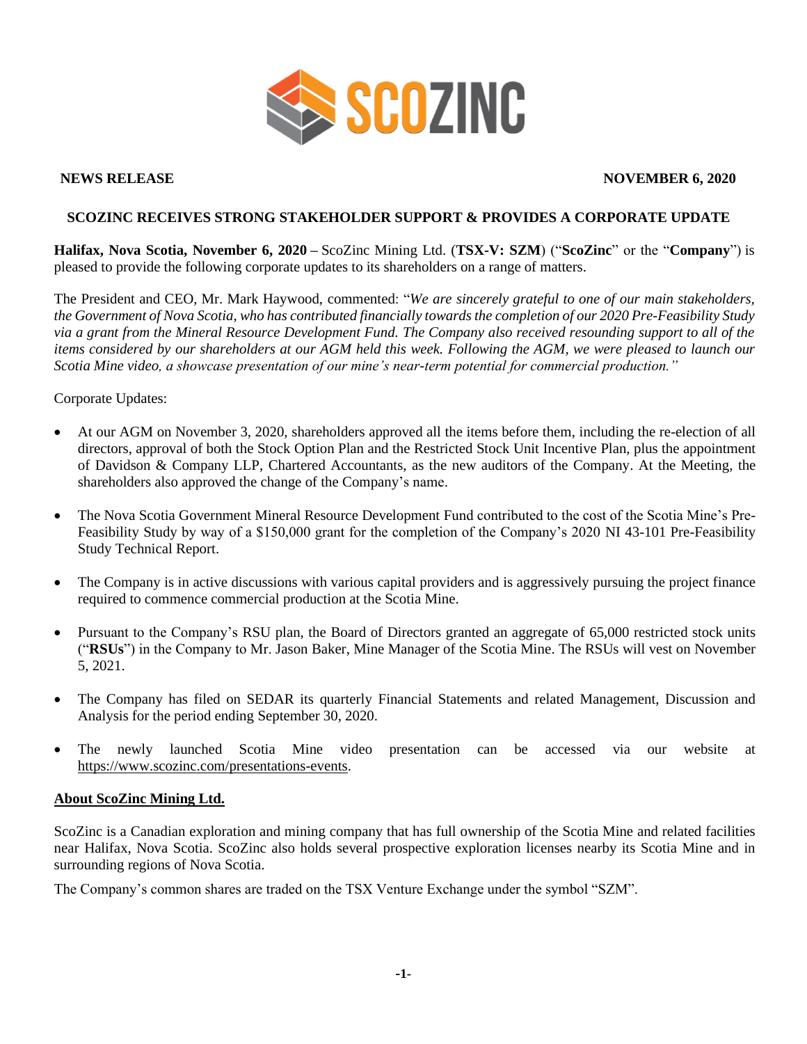**NEWS RELEASE** **NOVEMBER 6, 2020**

# SCOZINC RECEIVES STRONG STAKEHOLDER SUPPORT & PROVIDES A CORPORATE UPDATE

**Halifax, Nova Scotia, November 6, 2020 –** ScoZinc Mining Ltd. (**TSX-V: SZM**) ("**ScoZinc**" or the "**Company**") is pleased to provide the following corporate updates to its shareholders on a range of matters.

The President and CEO, Mr. Mark Haywood, commented: "*We are sincerely grateful to one of our main stakeholders, the Government of Nova Scotia, who has contributed financially towards the completion of our 2020 Pre-Feasibility Study via a grant from the Mineral Resource Development Fund. The Company also received resounding support to all of the items considered by our shareholders at our AGM held this week. Following the AGM, we were pleased to launch our Scotia Mine video, a showcase presentation of our mine's near-term potential for commercial production."*

Corporate Updates:

- At our AGM on November 3, 2020, shareholders approved all the items before them, including the re-election of all directors, approval of both the Stock Option Plan and the Restricted Stock Unit Incentive Plan, plus the appointment of Davidson & Company LLP, Chartered Accountants, as the new auditors of the Company. At the Meeting, the shareholders also approved the change of the Company's name.
- The Nova Scotia Government Mineral Resource Development Fund contributed to the cost of the Scotia Mine's Pre-Feasibility Study by way of a $150,000 grant for the completion of the Company's 2020 NI 43-101 Pre-Feasibility Study Technical Report.
- The Company is in active discussions with various capital providers and is aggressively pursuing the project finance required to commence commercial production at the Scotia Mine.
- Pursuant to the Company's RSU plan, the Board of Directors granted an aggregate of 65,000 restricted stock units ("**RSUs**") in the Company to Mr. Jason Baker, Mine Manager of the Scotia Mine. The RSUs will vest on November 5, 2021.
- The Company has filed on SEDAR its quarterly Financial Statements and related Management, Discussion and Analysis for the period ending September 30, 2020.
- The newly launched Scotia Mine video presentation can be accessed via our website at https://www.scozinc.com/presentations-events.

## About ScoZinc Mining Ltd.

ScoZinc is a Canadian exploration and mining company that has full ownership of the Scotia Mine and related facilities near Halifax, Nova Scotia. ScoZinc also holds several prospective exploration licenses nearby its Scotia Mine and in surrounding regions of Nova Scotia.

The Company's common shares are traded on the TSX Venture Exchange under the symbol "SZM".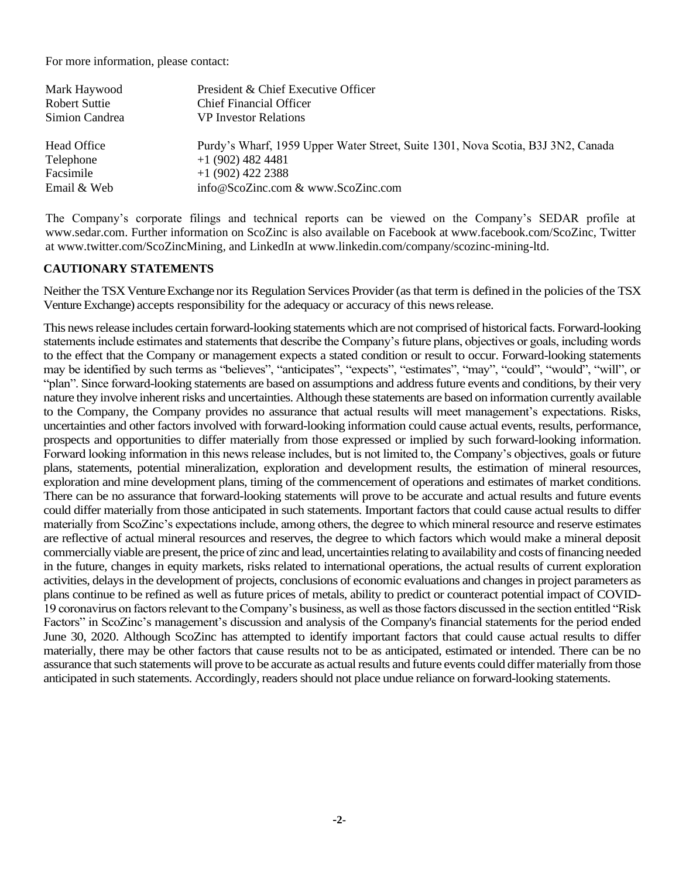For more information, please contact:

| | |
|---|---|
| Mark Haywood | President & Chief Executive Officer |
| Robert Suttie | Chief Financial Officer |
| Simion Candrea | VP Investor Relations |
| | |
| Head Office | Purdy's Wharf, 1959 Upper Water Street, Suite 1301, Nova Scotia, B3J 3N2, Canada |
| Telephone | +1 (902) 482 4481 |
| Facsimile | +1 (902) 422 2388 |
| Email & Web | info@ScoZinc.com & www.ScoZinc.com |

The Company's corporate filings and technical reports can be viewed on the Company's SEDAR profile at www.sedar.com. Further information on ScoZinc is also available on Facebook at www.facebook.com/ScoZinc, Twitter at www.twitter.com/ScoZincMining, and LinkedIn at www.linkedin.com/company/scozinc-mining-ltd.

**CAUTIONARY STATEMENTS**

Neither the TSX Venture Exchange nor its Regulation Services Provider (as that term is defined in the policies of the TSX Venture Exchange) accepts responsibility for the adequacy or accuracy of this news release.

This news release includes certain forward-looking statements which are not comprised of historical facts. Forward-looking statements include estimates and statements that describe the Company's future plans, objectives or goals, including words to the effect that the Company or management expects a stated condition or result to occur. Forward-looking statements may be identified by such terms as "believes", "anticipates", "expects", "estimates", "may", "could", "would", "will", or "plan". Since forward-looking statements are based on assumptions and address future events and conditions, by their very nature they involve inherent risks and uncertainties. Although these statements are based on information currently available to the Company, the Company provides no assurance that actual results will meet management's expectations. Risks, uncertainties and other factors involved with forward-looking information could cause actual events, results, performance, prospects and opportunities to differ materially from those expressed or implied by such forward-looking information. Forward looking information in this news release includes, but is not limited to, the Company's objectives, goals or future plans, statements, potential mineralization, exploration and development results, the estimation of mineral resources, exploration and mine development plans, timing of the commencement of operations and estimates of market conditions. There can be no assurance that forward-looking statements will prove to be accurate and actual results and future events could differ materially from those anticipated in such statements. Important factors that could cause actual results to differ materially from ScoZinc's expectations include, among others, the degree to which mineral resource and reserve estimates are reflective of actual mineral resources and reserves, the degree to which factors which would make a mineral deposit commercially viable are present, the price of zinc and lead, uncertainties relating to availability and costs of financing needed in the future, changes in equity markets, risks related to international operations, the actual results of current exploration activities, delays in the development of projects, conclusions of economic evaluations and changes in project parameters as plans continue to be refined as well as future prices of metals, ability to predict or counteract potential impact of COVID-19 coronavirus on factors relevant to the Company's business, as well as those factors discussed in the section entitled "Risk Factors" in ScoZinc's management's discussion and analysis of the Company's financial statements for the period ended June 30, 2020. Although ScoZinc has attempted to identify important factors that could cause actual results to differ materially, there may be other factors that cause results not to be as anticipated, estimated or intended. There can be no assurance that such statements will prove to be accurate as actual results and future events could differ materially from those anticipated in such statements. Accordingly, readers should not place undue reliance on forward-looking statements.